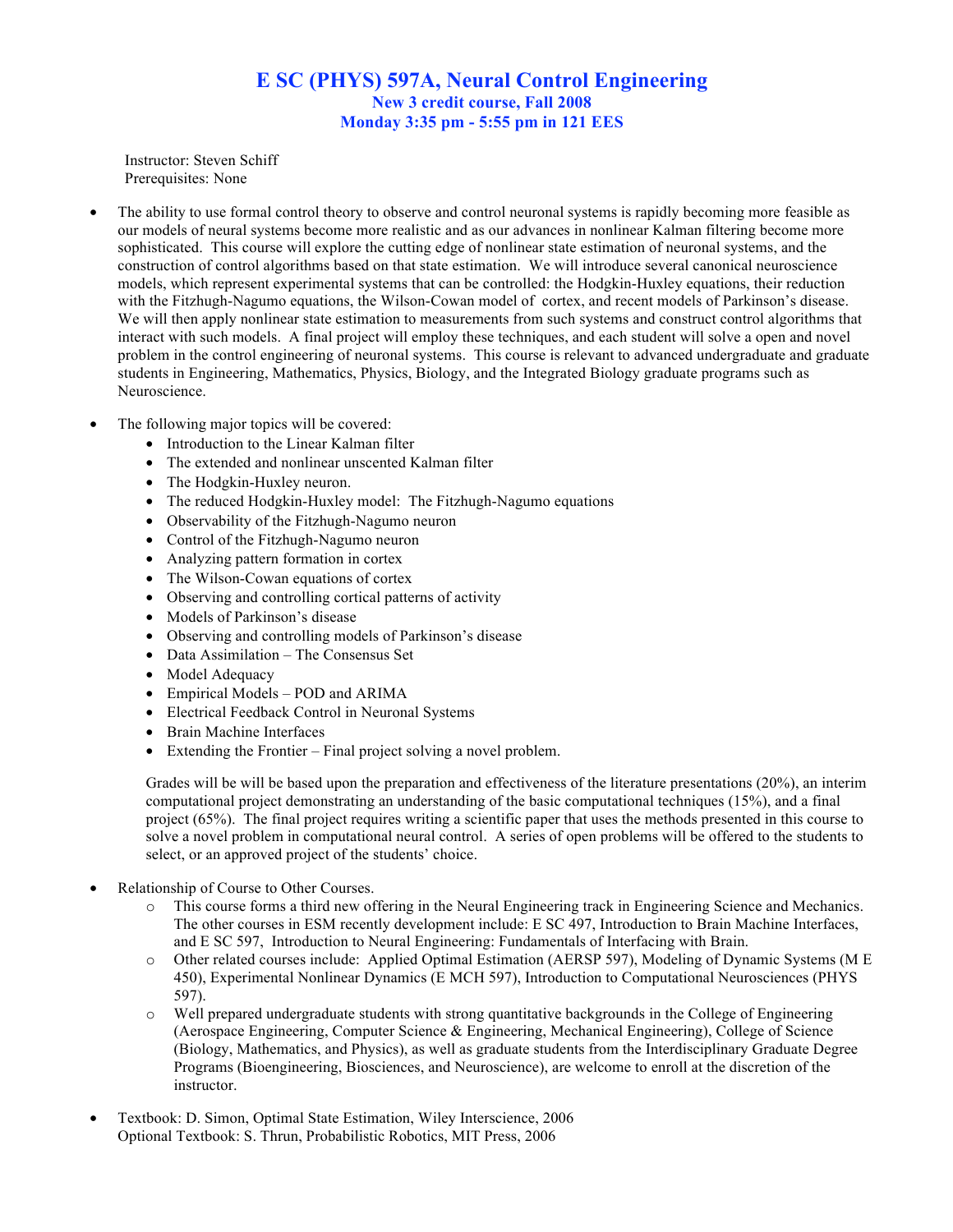# E SC (PHYS) 597A, Neural Control Engineering

### New 3 credit course, Fall 2008

### Monday 3:35 pm - 5:55 pm in 121 EES

Instructor: Steven Schiff
Prerequisites: None

- The ability to use formal control theory to observe and control neuronal systems is rapidly becoming more feasible as our models of neural systems become more realistic and as our advances in nonlinear Kalman filtering become more sophisticated. This course will explore the cutting edge of nonlinear state estimation of neuronal systems, and the construction of control algorithms based on that state estimation. We will introduce several canonical neuroscience models, which represent experimental systems that can be controlled: the Hodgkin-Huxley equations, their reduction with the Fitzhugh-Nagumo equations, the Wilson-Cowan model of cortex, and recent models of Parkinson's disease. We will then apply nonlinear state estimation to measurements from such systems and construct control algorithms that interact with such models. A final project will employ these techniques, and each student will solve a open and novel problem in the control engineering of neuronal systems. This course is relevant to advanced undergraduate and graduate students in Engineering, Mathematics, Physics, Biology, and the Integrated Biology graduate programs such as Neuroscience.

- The following major topics will be covered:
    - Introduction to the Linear Kalman filter
    - The extended and nonlinear unscented Kalman filter
    - The Hodgkin-Huxley neuron.
    - The reduced Hodgkin-Huxley model: The Fitzhugh-Nagumo equations
    - Observability of the Fitzhugh-Nagumo neuron
    - Control of the Fitzhugh-Nagumo neuron
    - Analyzing pattern formation in cortex
    - The Wilson-Cowan equations of cortex
    - Observing and controlling cortical patterns of activity
    - Models of Parkinson's disease
    - Observing and controlling models of Parkinson's disease
    - Data Assimilation – The Consensus Set
    - Model Adequacy
    - Empirical Models – POD and ARIMA
    - Electrical Feedback Control in Neuronal Systems
    - Brain Machine Interfaces
    - Extending the Frontier – Final project solving a novel problem.

  Grades will be will be based upon the preparation and effectiveness of the literature presentations (20%), an interim computational project demonstrating an understanding of the basic computational techniques (15%), and a final project (65%). The final project requires writing a scientific paper that uses the methods presented in this course to solve a novel problem in computational neural control. A series of open problems will be offered to the students to select, or an approved project of the students' choice.

- Relationship of Course to Other Courses.
    - This course forms a third new offering in the Neural Engineering track in Engineering Science and Mechanics. The other courses in ESM recently development include: E SC 497, Introduction to Brain Machine Interfaces, and E SC 597, Introduction to Neural Engineering: Fundamentals of Interfacing with Brain.
    - Other related courses include: Applied Optimal Estimation (AERSP 597), Modeling of Dynamic Systems (M E 450), Experimental Nonlinear Dynamics (E MCH 597), Introduction to Computational Neurosciences (PHYS 597).
    - Well prepared undergraduate students with strong quantitative backgrounds in the College of Engineering (Aerospace Engineering, Computer Science & Engineering, Mechanical Engineering), College of Science (Biology, Mathematics, and Physics), as well as graduate students from the Interdisciplinary Graduate Degree Programs (Bioengineering, Biosciences, and Neuroscience), are welcome to enroll at the discretion of the instructor.

- Textbook: D. Simon, Optimal State Estimation, Wiley Interscience, 2006
  Optional Textbook: S. Thrun, Probabilistic Robotics, MIT Press, 2006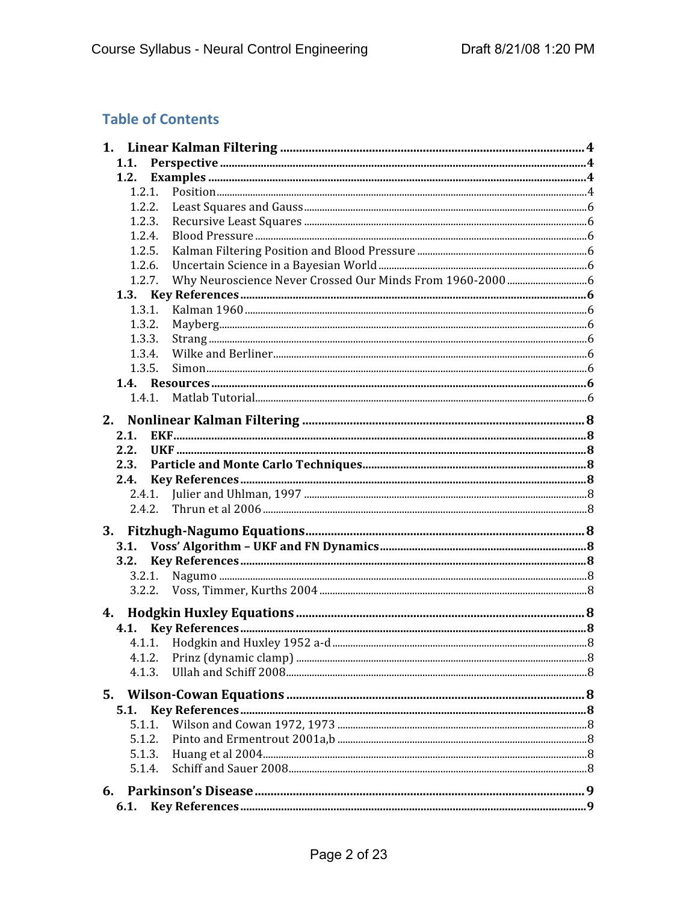## Table of Contents

- **1. Linear Kalman Filtering** .......... 4
  - **1.1. Perspective** .......... 4
  - **1.2. Examples** .......... 4
    - 1.2.1. Position .......... 4
    - 1.2.2. Least Squares and Gauss .......... 6
    - 1.2.3. Recursive Least Squares .......... 6
    - 1.2.4. Blood Pressure .......... 6
    - 1.2.5. Kalman Filtering Position and Blood Pressure .......... 6
    - 1.2.6. Uncertain Science in a Bayesian World .......... 6
    - 1.2.7. Why Neuroscience Never Crossed Our Minds From 1960-2000 .......... 6
  - **1.3. Key References** .......... 6
    - 1.3.1. Kalman 1960 .......... 6
    - 1.3.2. Mayberg .......... 6
    - 1.3.3. Strang .......... 6
    - 1.3.4. Wilke and Berliner .......... 6
    - 1.3.5. Simon .......... 6
  - **1.4. Resources** .......... 6
    - 1.4.1. Matlab Tutorial .......... 6
- **2. Nonlinear Kalman Filtering** .......... 8
  - **2.1. EKF** .......... 8
  - **2.2. UKF** .......... 8
  - **2.3. Particle and Monte Carlo Techniques** .......... 8
  - **2.4. Key References** .......... 8
    - 2.4.1. Julier and Uhlman, 1997 .......... 8
    - 2.4.2. Thrun et al 2006 .......... 8
- **3. Fitzhugh-Nagumo Equations** .......... 8
  - **3.1. Voss' Algorithm – UKF and FN Dynamics** .......... 8
  - **3.2. Key References** .......... 8
    - 3.2.1. Nagumo .......... 8
    - 3.2.2. Voss, Timmer, Kurths 2004 .......... 8
- **4. Hodgkin Huxley Equations** .......... 8
  - **4.1. Key References** .......... 8
    - 4.1.1. Hodgkin and Huxley 1952 a-d .......... 8
    - 4.1.2. Prinz (dynamic clamp) .......... 8
    - 4.1.3. Ullah and Schiff 2008 .......... 8
- **5. Wilson-Cowan Equations** .......... 8
  - **5.1. Key References** .......... 8
    - 5.1.1. Wilson and Cowan 1972, 1973 .......... 8
    - 5.1.2. Pinto and Ermentrout 2001a,b .......... 8
    - 5.1.3. Huang et al 2004 .......... 8
    - 5.1.4. Schiff and Sauer 2008 .......... 8
- **6. Parkinson's Disease** .......... 9
  - **6.1. Key References** .......... 9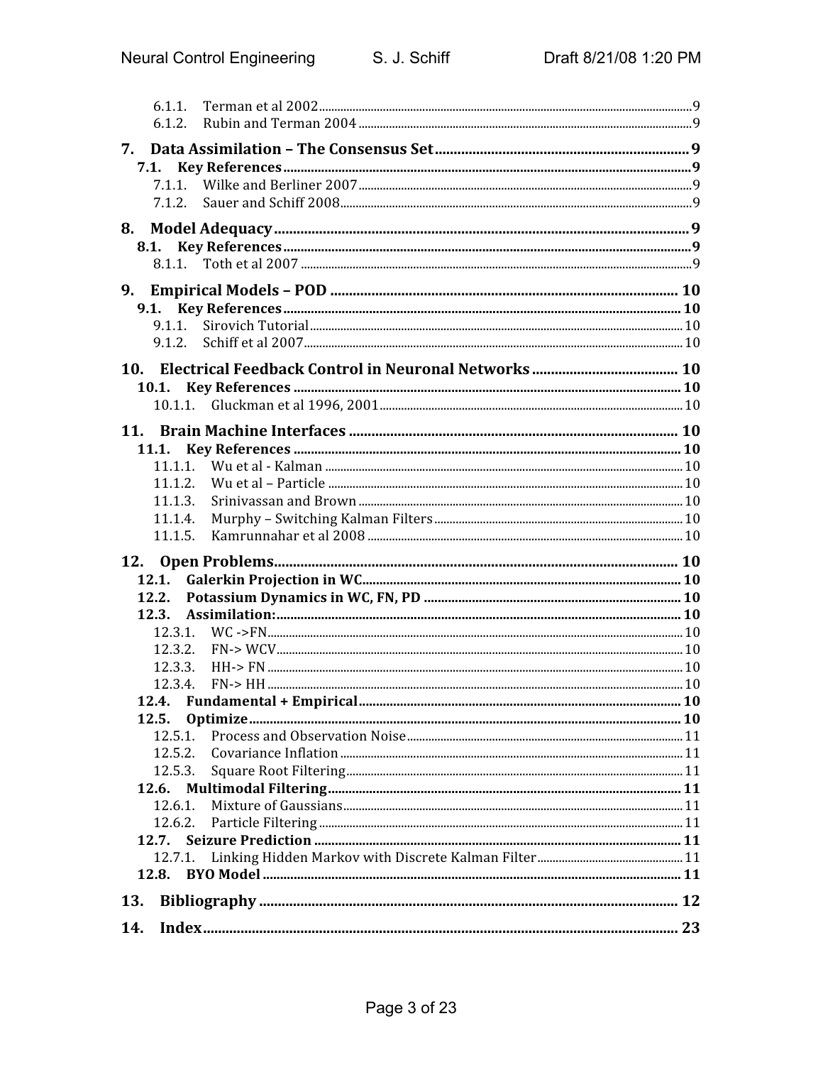6.1.1. Terman et al 2002 ..... 9
6.1.2. Rubin and Terman 2004 ..... 9

**7. Data Assimilation – The Consensus Set ..... 9**

**7.1. Key References ..... 9**

7.1.1. Wilke and Berliner 2007 ..... 9
7.1.2. Sauer and Schiff 2008 ..... 9

**8. Model Adequacy ..... 9**

**8.1. Key References ..... 9**

8.1.1. Toth et al 2007 ..... 9

**9. Empirical Models – POD ..... 10**

**9.1. Key References ..... 10**

9.1.1. Sirovich Tutorial ..... 10
9.1.2. Schiff et al 2007 ..... 10

**10. Electrical Feedback Control in Neuronal Networks ..... 10**

**10.1. Key References ..... 10**

10.1.1. Gluckman et al 1996, 2001 ..... 10

**11. Brain Machine Interfaces ..... 10**

**11.1. Key References ..... 10**

11.1.1. Wu et al - Kalman ..... 10
11.1.2. Wu et al – Particle ..... 10
11.1.3. Srinivassan and Brown ..... 10
11.1.4. Murphy – Switching Kalman Filters ..... 10
11.1.5. Kamrunnahar et al 2008 ..... 10

**12. Open Problems ..... 10**

**12.1. Galerkin Projection in WC ..... 10**

**12.2. Potassium Dynamics in WC, FN, PD ..... 10**

**12.3. Assimilation: ..... 10**

12.3.1. WC ->FN ..... 10
12.3.2. FN-> WCV ..... 10
12.3.3. HH-> FN ..... 10
12.3.4. FN-> HH ..... 10

**12.4. Fundamental + Empirical ..... 10**

**12.5. Optimize ..... 10**

12.5.1. Process and Observation Noise ..... 11
12.5.2. Covariance Inflation ..... 11
12.5.3. Square Root Filtering ..... 11

**12.6. Multimodal Filtering ..... 11**

12.6.1. Mixture of Gaussians ..... 11
12.6.2. Particle Filtering ..... 11

**12.7. Seizure Prediction ..... 11**

12.7.1. Linking Hidden Markov with Discrete Kalman Filter ..... 11

**12.8. BYO Model ..... 11**

**13. Bibliography ..... 12**

**14. Index ..... 23**